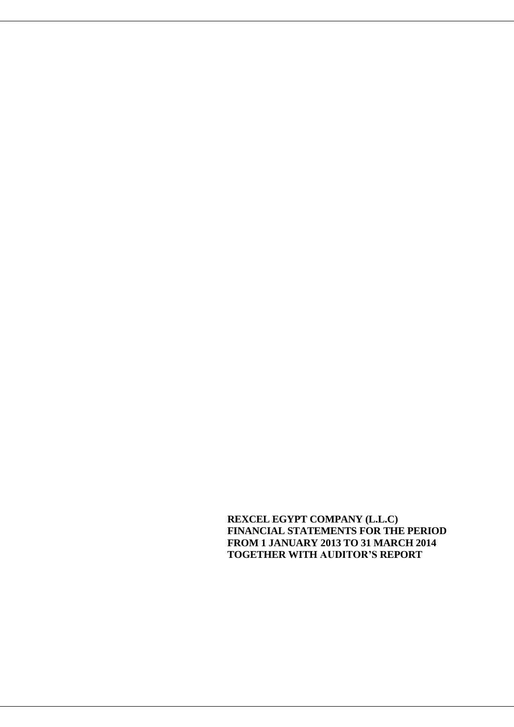**REXCEL EGYPT COMPANY (L.L.C)**
**FINANCIAL STATEMENTS FOR THE PERIOD**
**FROM 1 JANUARY 2013 TO 31 MARCH 2014**
**TOGETHER WITH AUDITOR'S REPORT**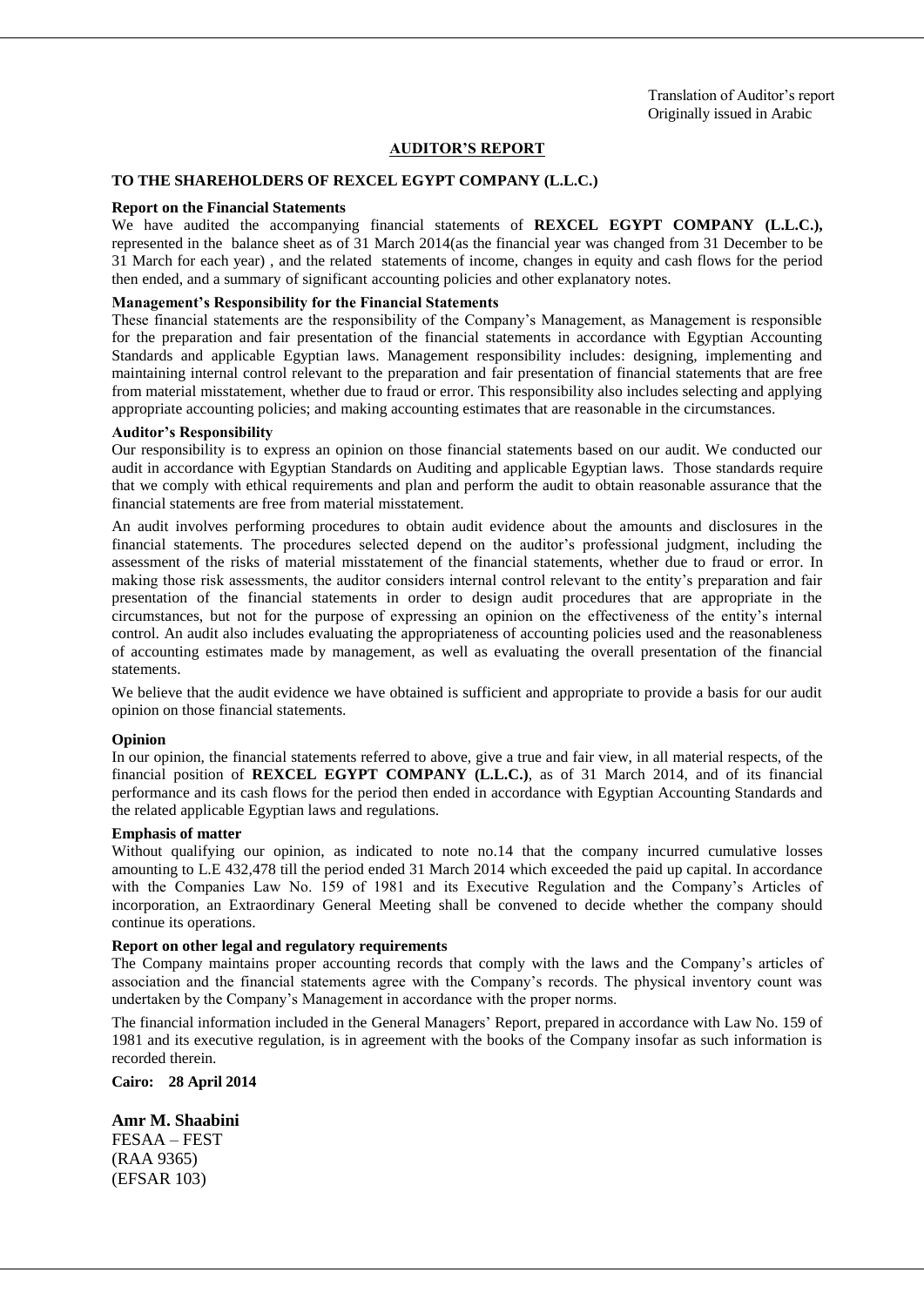Translation of Auditor's report
Originally issued in Arabic

## AUDITOR'S REPORT

### TO THE SHAREHOLDERS OF REXCEL EGYPT COMPANY (L.L.C.)

**Report on the Financial Statements**

We have audited the accompanying financial statements of **REXCEL EGYPT COMPANY (L.L.C.),** represented in the balance sheet as of 31 March 2014(as the financial year was changed from 31 December to be 31 March for each year) , and the related statements of income, changes in equity and cash flows for the period then ended, and a summary of significant accounting policies and other explanatory notes.

**Management's Responsibility for the Financial Statements**

These financial statements are the responsibility of the Company's Management, as Management is responsible for the preparation and fair presentation of the financial statements in accordance with Egyptian Accounting Standards and applicable Egyptian laws. Management responsibility includes: designing, implementing and maintaining internal control relevant to the preparation and fair presentation of financial statements that are free from material misstatement, whether due to fraud or error. This responsibility also includes selecting and applying appropriate accounting policies; and making accounting estimates that are reasonable in the circumstances.

**Auditor's Responsibility**

Our responsibility is to express an opinion on those financial statements based on our audit. We conducted our audit in accordance with Egyptian Standards on Auditing and applicable Egyptian laws. Those standards require that we comply with ethical requirements and plan and perform the audit to obtain reasonable assurance that the financial statements are free from material misstatement.

An audit involves performing procedures to obtain audit evidence about the amounts and disclosures in the financial statements. The procedures selected depend on the auditor's professional judgment, including the assessment of the risks of material misstatement of the financial statements, whether due to fraud or error. In making those risk assessments, the auditor considers internal control relevant to the entity's preparation and fair presentation of the financial statements in order to design audit procedures that are appropriate in the circumstances, but not for the purpose of expressing an opinion on the effectiveness of the entity's internal control. An audit also includes evaluating the appropriateness of accounting policies used and the reasonableness of accounting estimates made by management, as well as evaluating the overall presentation of the financial statements.

We believe that the audit evidence we have obtained is sufficient and appropriate to provide a basis for our audit opinion on those financial statements.

**Opinion**

In our opinion, the financial statements referred to above, give a true and fair view, in all material respects, of the financial position of **REXCEL EGYPT COMPANY (L.L.C.)**, as of 31 March 2014, and of its financial performance and its cash flows for the period then ended in accordance with Egyptian Accounting Standards and the related applicable Egyptian laws and regulations.

**Emphasis of matter**

Without qualifying our opinion, as indicated to note no.14 that the company incurred cumulative losses amounting to L.E 432,478 till the period ended 31 March 2014 which exceeded the paid up capital. In accordance with the Companies Law No. 159 of 1981 and its Executive Regulation and the Company's Articles of incorporation, an Extraordinary General Meeting shall be convened to decide whether the company should continue its operations.

**Report on other legal and regulatory requirements**

The Company maintains proper accounting records that comply with the laws and the Company's articles of association and the financial statements agree with the Company's records. The physical inventory count was undertaken by the Company's Management in accordance with the proper norms.

The financial information included in the General Managers' Report, prepared in accordance with Law No. 159 of 1981 and its executive regulation, is in agreement with the books of the Company insofar as such information is recorded therein.

**Cairo: 28 April 2014**

**Amr M. Shaabini**
FESAA – FEST
(RAA 9365)
(EFSAR 103)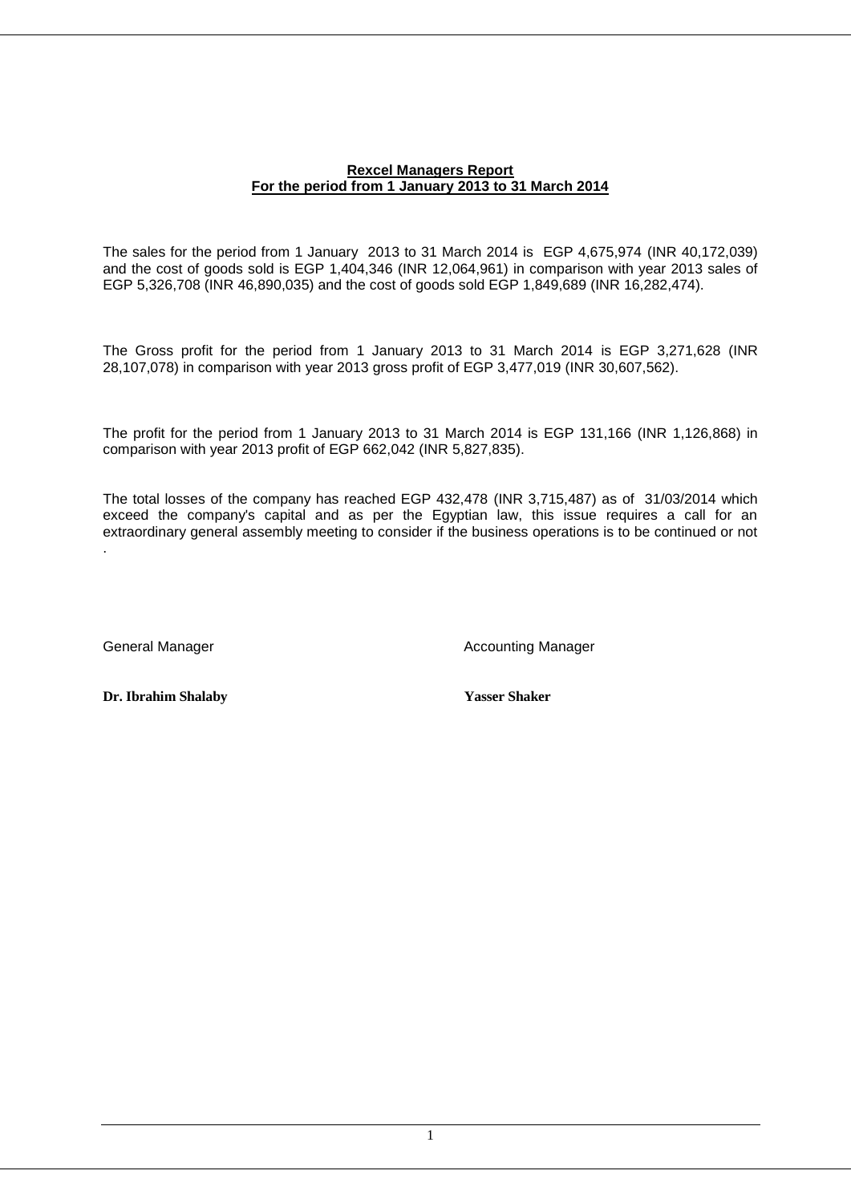**Rexcel Managers Report**
**For the period from 1 January 2013 to 31 March 2014**

The sales for the period from 1 January 2013 to 31 March 2014 is EGP 4,675,974 (INR 40,172,039) and the cost of goods sold is EGP 1,404,346 (INR 12,064,961) in comparison with year 2013 sales of EGP 5,326,708 (INR 46,890,035) and the cost of goods sold EGP 1,849,689 (INR 16,282,474).

The Gross profit for the period from 1 January 2013 to 31 March 2014 is EGP 3,271,628 (INR 28,107,078) in comparison with year 2013 gross profit of EGP 3,477,019 (INR 30,607,562).

The profit for the period from 1 January 2013 to 31 March 2014 is EGP 131,166 (INR 1,126,868) in comparison with year 2013 profit of EGP 662,042 (INR 5,827,835).

The total losses of the company has reached EGP 432,478 (INR 3,715,487) as of 31/03/2014 which exceed the company's capital and as per the Egyptian law, this issue requires a call for an extraordinary general assembly meeting to consider if the business operations is to be continued or not .

| General Manager | Accounting Manager |
|---|---|
| **Dr. Ibrahim Shalaby** | **Yasser Shaker** |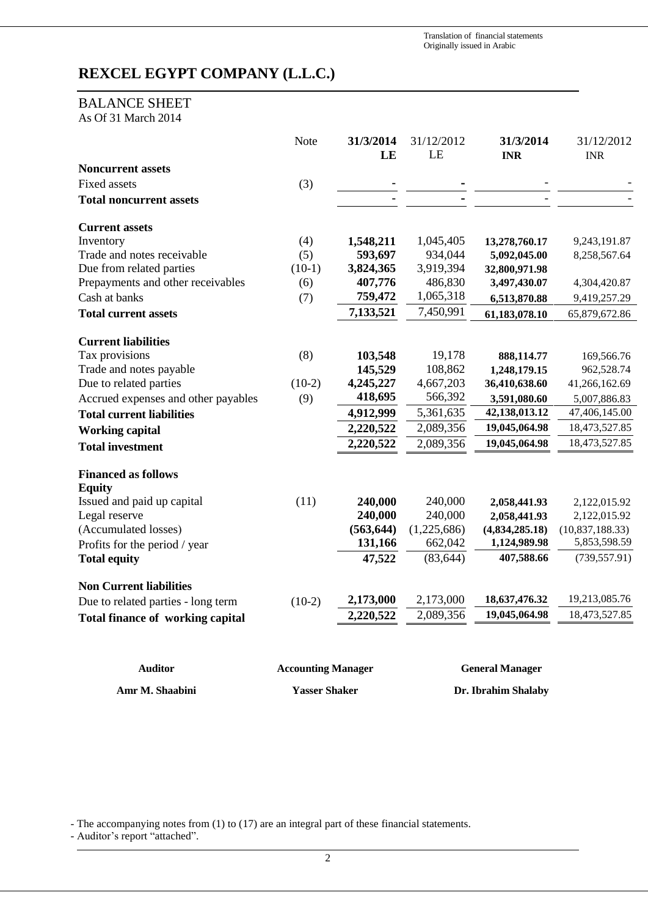Translation of financial statements
Originally issued in Arabic

# REXCEL EGYPT COMPANY (L.L.C.)

## BALANCE SHEET

As Of 31 March 2014

| | Note | **31/3/2014 LE** | 31/12/2012 LE | **31/3/2014 INR** | 31/12/2012 INR |
|---|---|---|---|---|---|
| **Noncurrent assets** | | | | | |
| Fixed assets | (3) | - | **-** | - | - |
| **Total noncurrent assets** | | - | **-** | - | - |
| **Current assets** | | | | | |
| Inventory | (4) | **1,548,211** | 1,045,405 | **13,278,760.17** | 9,243,191.87 |
| Trade and notes receivable | (5) | **593,697** | 934,044 | **5,092,045.00** | 8,258,567.64 |
| Due from related parties | (10-1) | **3,824,365** | 3,919,394 | **32,800,971.98** | |
| Prepayments and other receivables | (6) | **407,776** | 486,830 | **3,497,430.07** | 4,304,420.87 |
| Cash at banks | (7) | **759,472** | 1,065,318 | **6,513,870.88** | 9,419,257.29 |
| **Total current assets** | | **7,133,521** | 7,450,991 | **61,183,078.10** | 65,879,672.86 |
| **Current liabilities** | | | | | |
| Tax provisions | (8) | **103,548** | 19,178 | **888,114.77** | 169,566.76 |
| Trade and notes payable | | **145,529** | 108,862 | **1,248,179.15** | 962,528.74 |
| Due to related parties | (10-2) | **4,245,227** | 4,667,203 | **36,410,638.60** | 41,266,162.69 |
| Accrued expenses and other payables | (9) | **418,695** | 566,392 | **3,591,080.60** | 5,007,886.83 |
| **Total current liabilities** | | **4,912,999** | 5,361,635 | **42,138,013.12** | 47,406,145.00 |
| **Working capital** | | **2,220,522** | 2,089,356 | **19,045,064.98** | 18,473,527.85 |
| **Total investment** | | **2,220,522** | 2,089,356 | **19,045,064.98** | 18,473,527.85 |
| **Financed as follows** | | | | | |
| **Equity** | | | | | |
| Issued and paid up capital | (11) | **240,000** | 240,000 | **2,058,441.93** | 2,122,015.92 |
| Legal reserve | | **240,000** | 240,000 | **2,058,441.93** | 2,122,015.92 |
| (Accumulated losses) | | **(563,644)** | (1,225,686) | **(4,834,285.18)** | (10,837,188.33) |
| Profits for the period / year | | **131,166** | 662,042 | **1,124,989.98** | 5,853,598.59 |
| **Total equity** | | **47,522** | (83,644) | **407,588.66** | (739,557.91) |
| **Non Current liabilities** | | | | | |
| Due to related parties - long term | (10-2) | **2,173,000** | 2,173,000 | **18,637,476.32** | 19,213,085.76 |
| **Total finance of working capital** | | **2,220,522** | 2,089,356 | **19,045,064.98** | 18,473,527.85 |

| **Auditor** | **Accounting Manager** | **General Manager** |
|---|---|---|
| **Amr M. Shaabini** | **Yasser Shaker** | **Dr. Ibrahim Shalaby** |

- The accompanying notes from (1) to (17) are an integral part of these financial statements.
- Auditor's report "attached".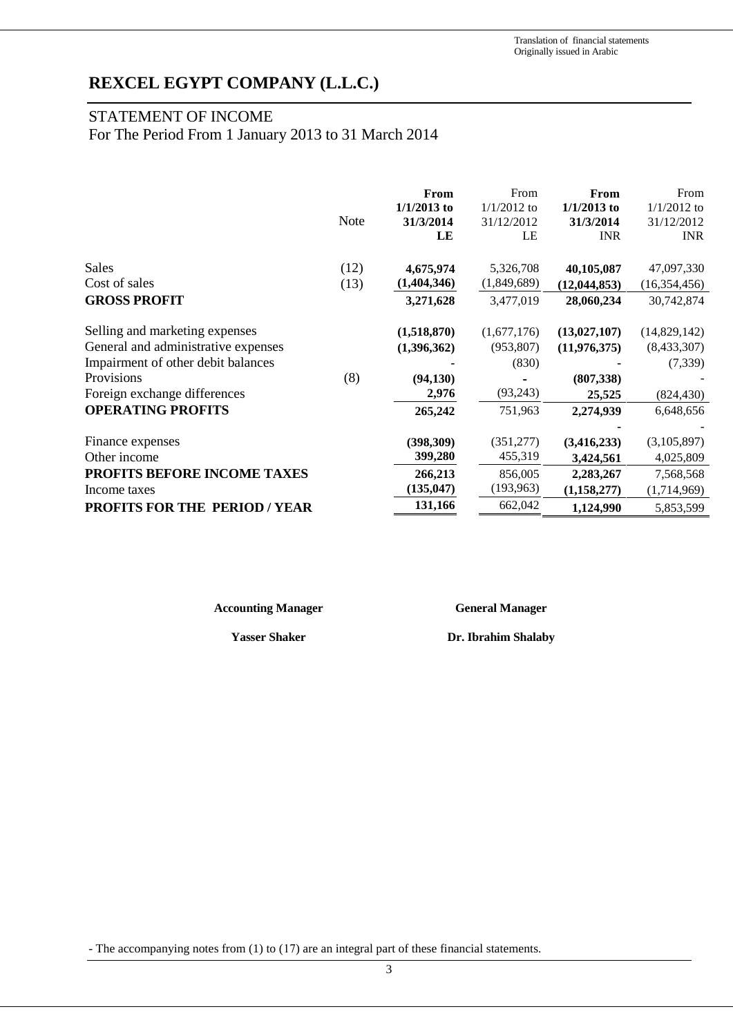Translation of financial statements
Originally issued in Arabic

# REXCEL EGYPT COMPANY (L.L.C.)

## STATEMENT OF INCOME
For The Period From 1 January 2013 to 31 March 2014

| | Note | **From 1/1/2013 to 31/3/2014 LE** | From 1/1/2012 to 31/12/2012 LE | **From 1/1/2013 to 31/3/2014 INR** | From 1/1/2012 to 31/12/2012 INR |
|---|---|---|---|---|---|
| Sales | (12) | **4,675,974** | 5,326,708 | **40,105,087** | 47,097,330 |
| Cost of sales | (13) | **(1,404,346)** | (1,849,689) | **(12,044,853)** | (16,354,456) |
| **GROSS PROFIT** | | **3,271,628** | 3,477,019 | **28,060,234** | 30,742,874 |
| Selling and marketing expenses | | **(1,518,870)** | (1,677,176) | **(13,027,107)** | (14,829,142) |
| General and administrative expenses | | **(1,396,362)** | (953,807) | **(11,976,375)** | (8,433,307) |
| Impairment of other debit balances | | **-** | (830) | **-** | (7,339) |
| Provisions | (8) | **(94,130)** | - | **(807,338)** | - |
| Foreign exchange differences | | **2,976** | (93,243) | **25,525** | (824,430) |
| **OPERATING PROFITS** | | **265,242** | 751,963 | **2,274,939** | 6,648,656 |
| | | | | **-** | - |
| Finance expenses | | **(398,309)** | (351,277) | **(3,416,233)** | (3,105,897) |
| Other income | | **399,280** | 455,319 | **3,424,561** | 4,025,809 |
| **PROFITS BEFORE INCOME TAXES** | | **266,213** | 856,005 | **2,283,267** | 7,568,568 |
| Income taxes | | **(135,047)** | (193,963) | **(1,158,277)** | (1,714,969) |
| **PROFITS FOR THE PERIOD / YEAR** | | **131,166** | 662,042 | **1,124,990** | 5,853,599 |

| **Accounting Manager** | **General Manager** |
|---|---|
| **Yasser Shaker** | **Dr. Ibrahim Shalaby** |

- The accompanying notes from (1) to (17) are an integral part of these financial statements.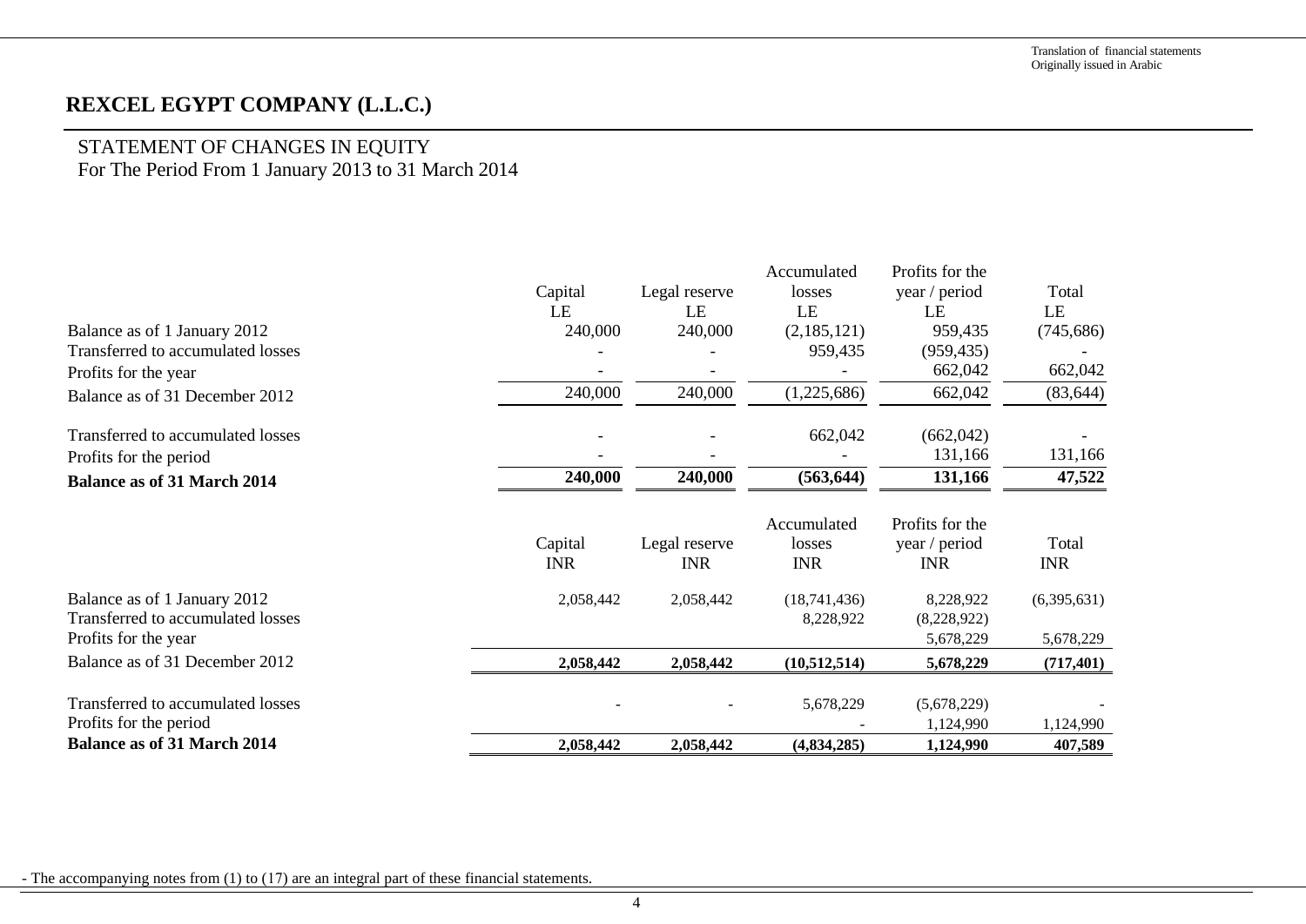Translation of financial statements
Originally issued in Arabic

# REXCEL EGYPT COMPANY (L.L.C.)

## STATEMENT OF CHANGES IN EQUITY
For The Period From 1 January 2013 to 31 March 2014

| | Capital | Legal reserve | Accumulated losses | Profits for the year / period | Total |
|---|---|---|---|---|---|
| | LE | LE | LE | LE | LE |
| Balance as of 1 January 2012 | 240,000 | 240,000 | (2,185,121) | 959,435 | (745,686) |
| Transferred to accumulated losses | - | - | 959,435 | (959,435) | - |
| Profits for the year | - | - | - | 662,042 | 662,042 |
| Balance as of 31 December 2012 | 240,000 | 240,000 | (1,225,686) | 662,042 | (83,644) |
| Transferred to accumulated losses | - | - | 662,042 | (662,042) | - |
| Profits for the period | - | - | - | 131,166 | 131,166 |
| **Balance as of 31 March 2014** | **240,000** | **240,000** | **(563,644)** | **131,166** | **47,522** |

| | Capital | Legal reserve | Accumulated losses | Profits for the year / period | Total |
|---|---|---|---|---|---|
| | INR | INR | INR | INR | INR |
| Balance as of 1 January 2012 | 2,058,442 | 2,058,442 | (18,741,436) | 8,228,922 | (6,395,631) |
| Transferred to accumulated losses | | | 8,228,922 | (8,228,922) | |
| Profits for the year | | | | 5,678,229 | 5,678,229 |
| Balance as of 31 December 2012 | **2,058,442** | **2,058,442** | **(10,512,514)** | **5,678,229** | **(717,401)** |
| Transferred to accumulated losses | - | - | 5,678,229 | (5,678,229) | - |
| Profits for the period | | | - | 1,124,990 | 1,124,990 |
| **Balance as of 31 March 2014** | **2,058,442** | **2,058,442** | **(4,834,285)** | **1,124,990** | **407,589** |

- The accompanying notes from (1) to (17) are an integral part of these financial statements.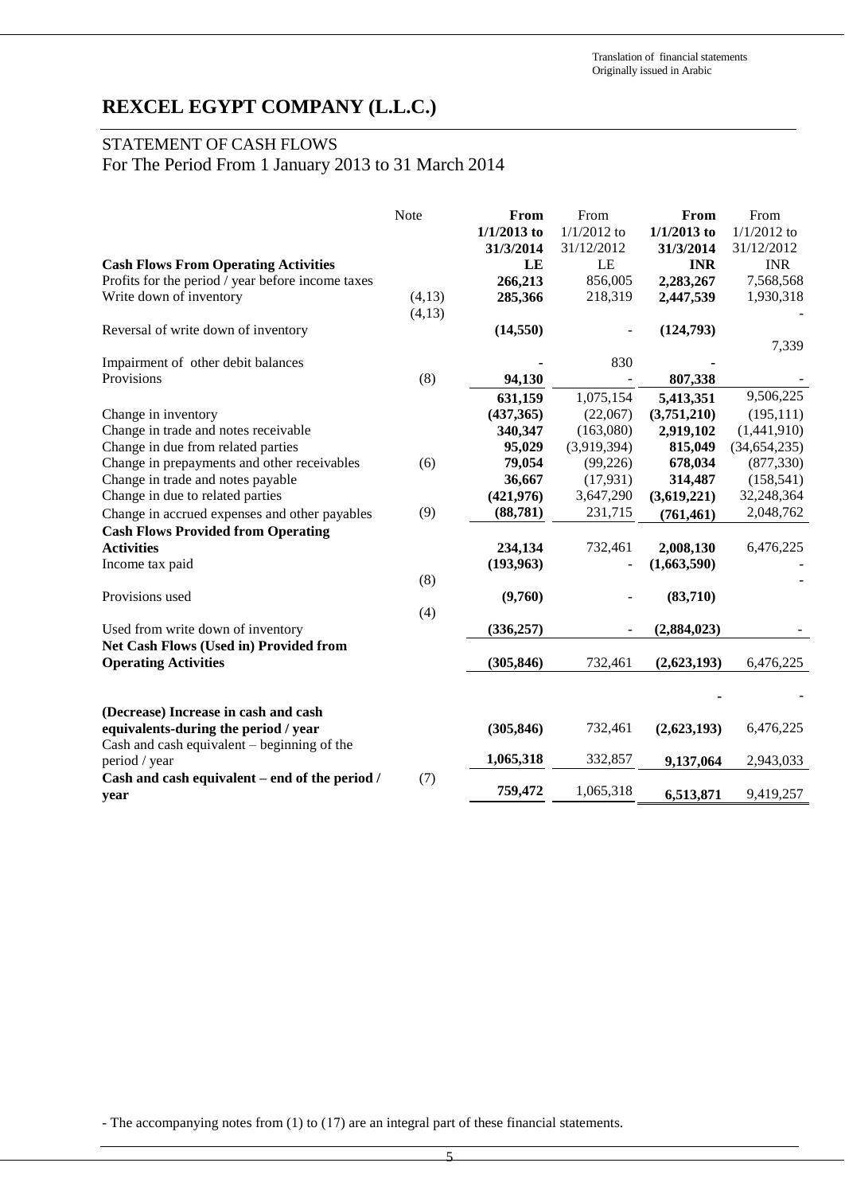Translation of financial statements
Originally issued in Arabic

# REXCEL EGYPT COMPANY (L.L.C.)

## STATEMENT OF CASH FLOWS
For The Period From 1 January 2013 to 31 March 2014

| | Note | **From 1/1/2013 to 31/3/2014** | From 1/1/2012 to 31/12/2012 | **From 1/1/2013 to 31/3/2014** | From 1/1/2012 to 31/12/2012 |
|---|---|---|---|---|---|
| **Cash Flows From Operating Activities** | | **LE** | LE | **INR** | INR |
| Profits for the period / year before income taxes | | **266,213** | 856,005 | **2,283,267** | 7,568,568 |
| Write down of inventory | (4,13) | **285,366** | 218,319 | **2,447,539** | 1,930,318 |
| Reversal of write down of inventory | (4,13) | **(14,550)** | - | **(124,793)** | - |
| Impairment of other debit balances | | **-** | 830 | **-** | 7,339 |
| Provisions | (8) | **94,130** | - | **807,338** | - |
| | | **631,159** | 1,075,154 | **5,413,351** | 9,506,225 |
| Change in inventory | | **(437,365)** | (22,067) | **(3,751,210)** | (195,111) |
| Change in trade and notes receivable | | **340,347** | (163,080) | **2,919,102** | (1,441,910) |
| Change in due from related parties | | **95,029** | (3,919,394) | **815,049** | (34,654,235) |
| Change in prepayments and other receivables | (6) | **79,054** | (99,226) | **678,034** | (877,330) |
| Change in trade and notes payable | | **36,667** | (17,931) | **314,487** | (158,541) |
| Change in due to related parties | | **(421,976)** | 3,647,290 | **(3,619,221)** | 32,248,364 |
| Change in accrued expenses and other payables | (9) | **(88,781)** | 231,715 | **(761,461)** | 2,048,762 |
| **Cash Flows Provided from Operating Activities** | | **234,134** | 732,461 | **2,008,130** | 6,476,225 |
| Income tax paid | | **(193,963)** | - | **(1,663,590)** | - |
| Provisions used | (8) | **(9,760)** | - | **(83,710)** | - |
| Used from write down of inventory | (4) | **(336,257)** | - | **(2,884,023)** | - |
| **Net Cash Flows (Used in) Provided from Operating Activities** | | **(305,846)** | 732,461 | **(2,623,193)** | 6,476,225 |
| | | | | **-** | - |
| **(Decrease) Increase in cash and cash equivalents-during the period / year** | | **(305,846)** | 732,461 | **(2,623,193)** | 6,476,225 |
| Cash and cash equivalent – beginning of the period / year | | **1,065,318** | 332,857 | **9,137,064** | 2,943,033 |
| **Cash and cash equivalent – end of the period / year** | (7) | **759,472** | 1,065,318 | **6,513,871** | 9,419,257 |

- The accompanying notes from (1) to (17) are an integral part of these financial statements.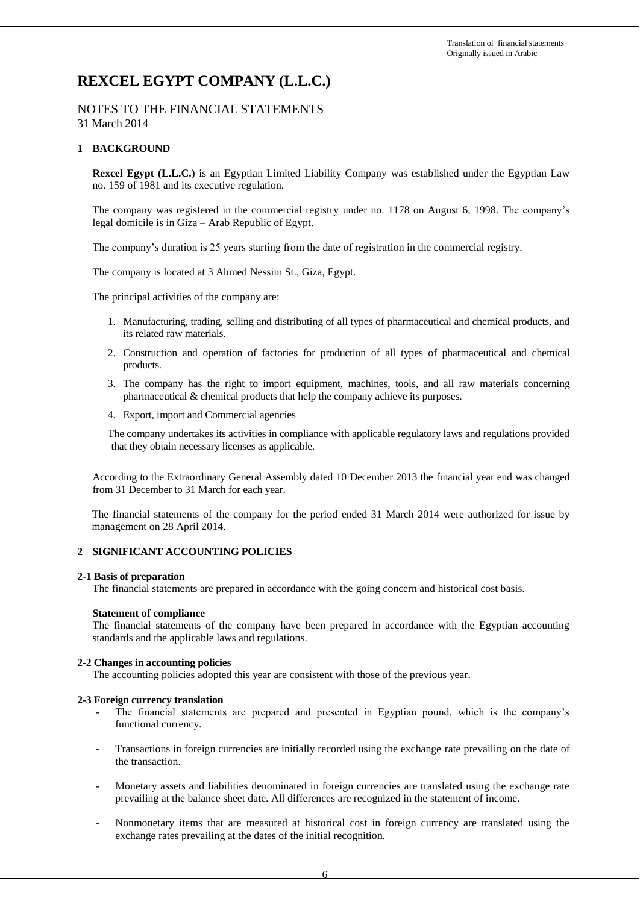Translation of financial statements
Originally issued in Arabic

# REXCEL EGYPT COMPANY (L.L.C.)

NOTES TO THE FINANCIAL STATEMENTS
31 March 2014

## 1 BACKGROUND

**Rexcel Egypt (L.L.C.)** is an Egyptian Limited Liability Company was established under the Egyptian Law no. 159 of 1981 and its executive regulation.

The company was registered in the commercial registry under no. 1178 on August 6, 1998. The company's legal domicile is in Giza – Arab Republic of Egypt.

The company's duration is 25 years starting from the date of registration in the commercial registry.

The company is located at 3 Ahmed Nessim St., Giza, Egypt.

The principal activities of the company are:

1. Manufacturing, trading, selling and distributing of all types of pharmaceutical and chemical products, and its related raw materials.
2. Construction and operation of factories for production of all types of pharmaceutical and chemical products.
3. The company has the right to import equipment, machines, tools, and all raw materials concerning pharmaceutical & chemical products that help the company achieve its purposes.
4. Export, import and Commercial agencies

The company undertakes its activities in compliance with applicable regulatory laws and regulations provided that they obtain necessary licenses as applicable.

According to the Extraordinary General Assembly dated 10 December 2013 the financial year end was changed from 31 December to 31 March for each year.

The financial statements of the company for the period ended 31 March 2014 were authorized for issue by management on 28 April 2014.

## 2 SIGNIFICANT ACCOUNTING POLICIES

### 2-1 Basis of preparation

The financial statements are prepared in accordance with the going concern and historical cost basis.

**Statement of compliance**

The financial statements of the company have been prepared in accordance with the Egyptian accounting standards and the applicable laws and regulations.

### 2-2 Changes in accounting policies

The accounting policies adopted this year are consistent with those of the previous year.

### 2-3 Foreign currency translation

- The financial statements are prepared and presented in Egyptian pound, which is the company's functional currency.
- Transactions in foreign currencies are initially recorded using the exchange rate prevailing on the date of the transaction.
- Monetary assets and liabilities denominated in foreign currencies are translated using the exchange rate prevailing at the balance sheet date. All differences are recognized in the statement of income.
- Nonmonetary items that are measured at historical cost in foreign currency are translated using the exchange rates prevailing at the dates of the initial recognition.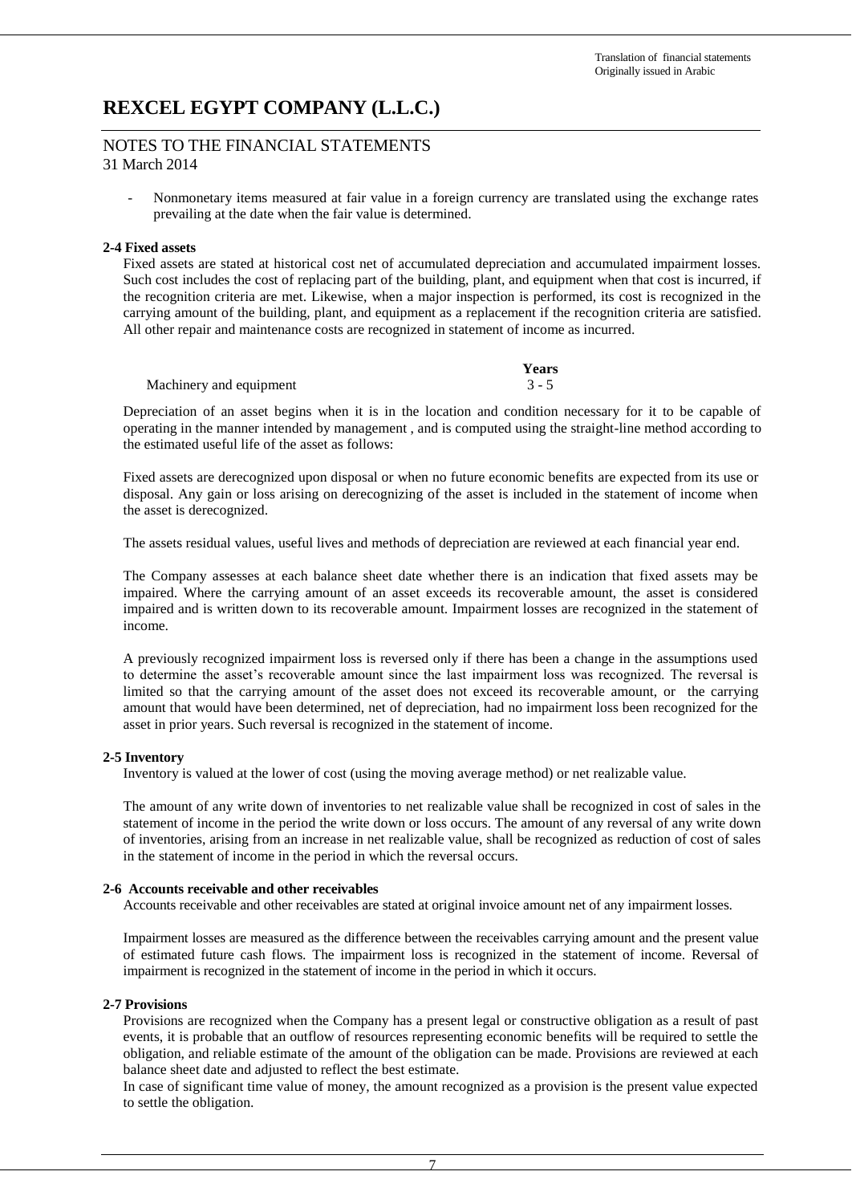- Nonmonetary items measured at fair value in a foreign currency are translated using the exchange rates prevailing at the date when the fair value is determined.

**2-4 Fixed assets**

Fixed assets are stated at historical cost net of accumulated depreciation and accumulated impairment losses. Such cost includes the cost of replacing part of the building, plant, and equipment when that cost is incurred, if the recognition criteria are met. Likewise, when a major inspection is performed, its cost is recognized in the carrying amount of the building, plant, and equipment as a replacement if the recognition criteria are satisfied. All other repair and maintenance costs are recognized in statement of income as incurred.

| | **Years** |
|---|---|
| Machinery and equipment | 3 - 5 |

Depreciation of an asset begins when it is in the location and condition necessary for it to be capable of operating in the manner intended by management , and is computed using the straight-line method according to the estimated useful life of the asset as follows:

Fixed assets are derecognized upon disposal or when no future economic benefits are expected from its use or disposal. Any gain or loss arising on derecognizing of the asset is included in the statement of income when the asset is derecognized.

The assets residual values, useful lives and methods of depreciation are reviewed at each financial year end.

The Company assesses at each balance sheet date whether there is an indication that fixed assets may be impaired. Where the carrying amount of an asset exceeds its recoverable amount, the asset is considered impaired and is written down to its recoverable amount. Impairment losses are recognized in the statement of income.

A previously recognized impairment loss is reversed only if there has been a change in the assumptions used to determine the asset's recoverable amount since the last impairment loss was recognized. The reversal is limited so that the carrying amount of the asset does not exceed its recoverable amount, or the carrying amount that would have been determined, net of depreciation, had no impairment loss been recognized for the asset in prior years. Such reversal is recognized in the statement of income.

**2-5 Inventory**

Inventory is valued at the lower of cost (using the moving average method) or net realizable value.

The amount of any write down of inventories to net realizable value shall be recognized in cost of sales in the statement of income in the period the write down or loss occurs. The amount of any reversal of any write down of inventories, arising from an increase in net realizable value, shall be recognized as reduction of cost of sales in the statement of income in the period in which the reversal occurs.

**2-6 Accounts receivable and other receivables**

Accounts receivable and other receivables are stated at original invoice amount net of any impairment losses.

Impairment losses are measured as the difference between the receivables carrying amount and the present value of estimated future cash flows. The impairment loss is recognized in the statement of income. Reversal of impairment is recognized in the statement of income in the period in which it occurs.

**2-7 Provisions**

Provisions are recognized when the Company has a present legal or constructive obligation as a result of past events, it is probable that an outflow of resources representing economic benefits will be required to settle the obligation, and reliable estimate of the amount of the obligation can be made. Provisions are reviewed at each balance sheet date and adjusted to reflect the best estimate.

In case of significant time value of money, the amount recognized as a provision is the present value expected to settle the obligation.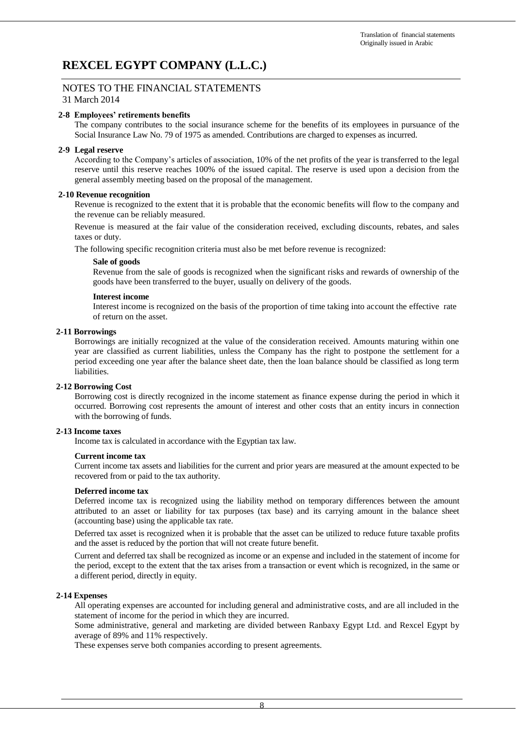Translation of financial statements
Originally issued in Arabic

# REXCEL EGYPT COMPANY (L.L.C.)

## NOTES TO THE FINANCIAL STATEMENTS

31 March 2014

**2-8 Employees' retirements benefits**

The company contributes to the social insurance scheme for the benefits of its employees in pursuance of the Social Insurance Law No. 79 of 1975 as amended. Contributions are charged to expenses as incurred.

**2-9 Legal reserve**

According to the Company's articles of association, 10% of the net profits of the year is transferred to the legal reserve until this reserve reaches 100% of the issued capital. The reserve is used upon a decision from the general assembly meeting based on the proposal of the management.

**2-10 Revenue recognition**

Revenue is recognized to the extent that it is probable that the economic benefits will flow to the company and the revenue can be reliably measured.

Revenue is measured at the fair value of the consideration received, excluding discounts, rebates, and sales taxes or duty.

The following specific recognition criteria must also be met before revenue is recognized:

**Sale of goods**

Revenue from the sale of goods is recognized when the significant risks and rewards of ownership of the goods have been transferred to the buyer, usually on delivery of the goods.

**Interest income**

Interest income is recognized on the basis of the proportion of time taking into account the effective rate of return on the asset.

**2-11 Borrowings**

Borrowings are initially recognized at the value of the consideration received. Amounts maturing within one year are classified as current liabilities, unless the Company has the right to postpone the settlement for a period exceeding one year after the balance sheet date, then the loan balance should be classified as long term liabilities.

**2-12 Borrowing Cost**

Borrowing cost is directly recognized in the income statement as finance expense during the period in which it occurred. Borrowing cost represents the amount of interest and other costs that an entity incurs in connection with the borrowing of funds.

**2-13 Income taxes**

Income tax is calculated in accordance with the Egyptian tax law.

**Current income tax**

Current income tax assets and liabilities for the current and prior years are measured at the amount expected to be recovered from or paid to the tax authority.

**Deferred income tax**

Deferred income tax is recognized using the liability method on temporary differences between the amount attributed to an asset or liability for tax purposes (tax base) and its carrying amount in the balance sheet (accounting base) using the applicable tax rate.

Deferred tax asset is recognized when it is probable that the asset can be utilized to reduce future taxable profits and the asset is reduced by the portion that will not create future benefit.

Current and deferred tax shall be recognized as income or an expense and included in the statement of income for the period, except to the extent that the tax arises from a transaction or event which is recognized, in the same or a different period, directly in equity.

**2-14 Expenses**

All operating expenses are accounted for including general and administrative costs, and are all included in the statement of income for the period in which they are incurred.

Some administrative, general and marketing are divided between Ranbaxy Egypt Ltd. and Rexcel Egypt by average of 89% and 11% respectively.

These expenses serve both companies according to present agreements.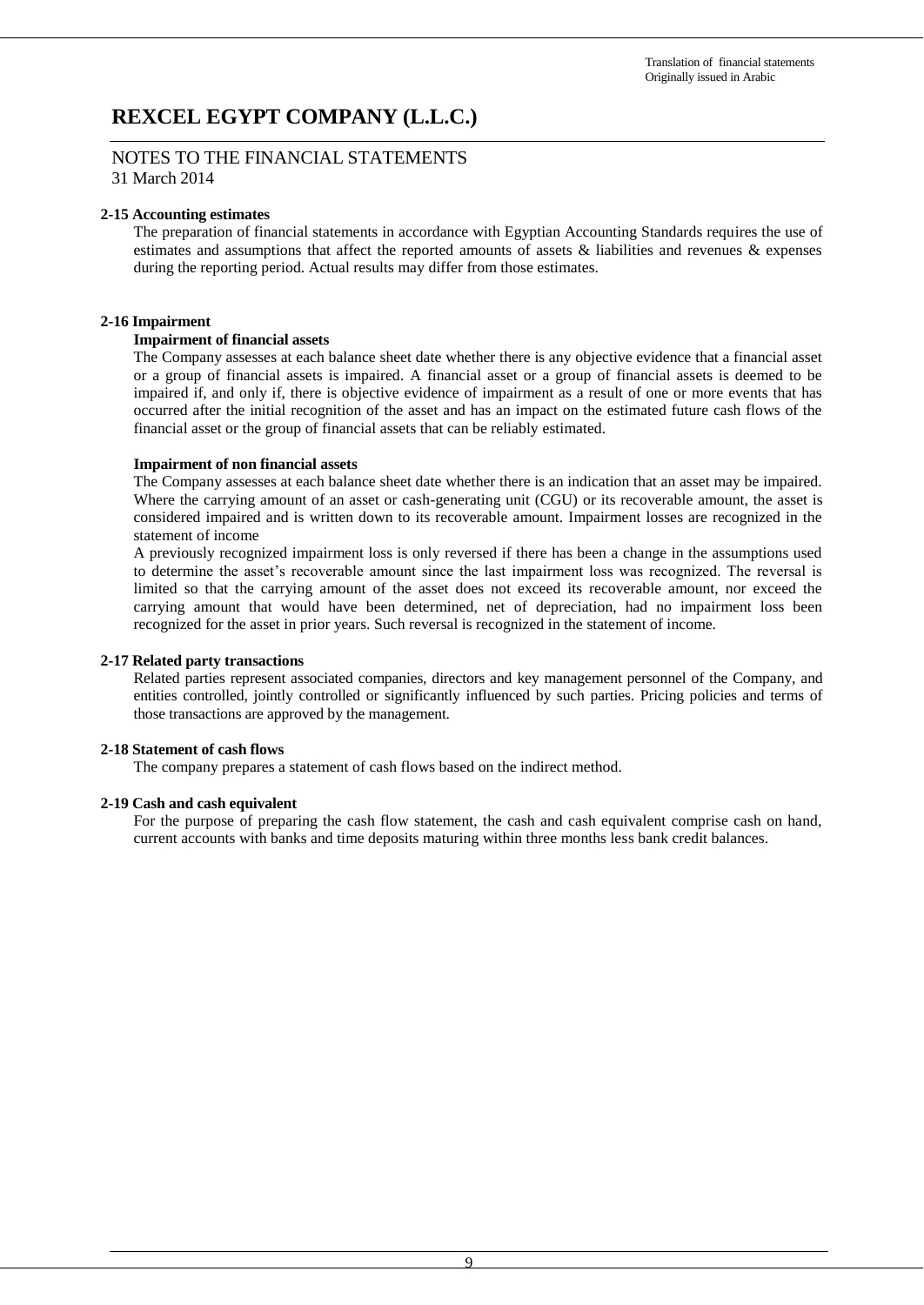Translation of financial statements
Originally issued in Arabic

# REXCEL EGYPT COMPANY (L.L.C.)

NOTES TO THE FINANCIAL STATEMENTS
31 March 2014

### 2-15 Accounting estimates

The preparation of financial statements in accordance with Egyptian Accounting Standards requires the use of estimates and assumptions that affect the reported amounts of assets & liabilities and revenues & expenses during the reporting period. Actual results may differ from those estimates.

### 2-16 Impairment

**Impairment of financial assets**

The Company assesses at each balance sheet date whether there is any objective evidence that a financial asset or a group of financial assets is impaired. A financial asset or a group of financial assets is deemed to be impaired if, and only if, there is objective evidence of impairment as a result of one or more events that has occurred after the initial recognition of the asset and has an impact on the estimated future cash flows of the financial asset or the group of financial assets that can be reliably estimated.

**Impairment of non financial assets**

The Company assesses at each balance sheet date whether there is an indication that an asset may be impaired. Where the carrying amount of an asset or cash-generating unit (CGU) or its recoverable amount, the asset is considered impaired and is written down to its recoverable amount. Impairment losses are recognized in the statement of income

A previously recognized impairment loss is only reversed if there has been a change in the assumptions used to determine the asset's recoverable amount since the last impairment loss was recognized. The reversal is limited so that the carrying amount of the asset does not exceed its recoverable amount, nor exceed the carrying amount that would have been determined, net of depreciation, had no impairment loss been recognized for the asset in prior years. Such reversal is recognized in the statement of income.

### 2-17 Related party transactions

Related parties represent associated companies, directors and key management personnel of the Company, and entities controlled, jointly controlled or significantly influenced by such parties. Pricing policies and terms of those transactions are approved by the management.

### 2-18 Statement of cash flows

The company prepares a statement of cash flows based on the indirect method.

### 2-19 Cash and cash equivalent

For the purpose of preparing the cash flow statement, the cash and cash equivalent comprise cash on hand, current accounts with banks and time deposits maturing within three months less bank credit balances.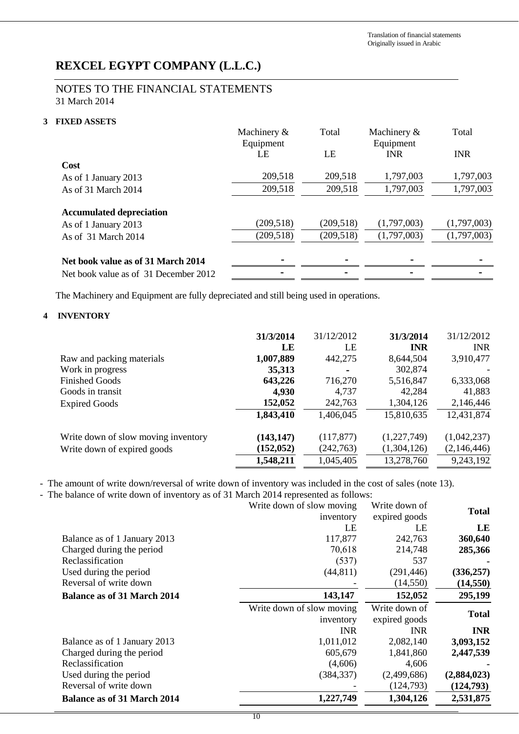Translation of financial statements
Originally issued in Arabic

# REXCEL EGYPT COMPANY (L.L.C.)

## NOTES TO THE FINANCIAL STATEMENTS

31 March 2014

### 3 FIXED ASSETS

| | Machinery & Equipment | Total | Machinery & Equipment | Total |
|---|---|---|---|---|
| | LE | LE | INR | INR |
| **Cost** | | | | |
| As of 1 January 2013 | 209,518 | 209,518 | 1,797,003 | 1,797,003 |
| As of 31 March 2014 | 209,518 | 209,518 | 1,797,003 | 1,797,003 |
| **Accumulated depreciation** | | | | |
| As of 1 January 2013 | (209,518) | (209,518) | (1,797,003) | (1,797,003) |
| As of 31 March 2014 | (209,518) | (209,518) | (1,797,003) | (1,797,003) |
| **Net book value as of 31 March 2014** | - | - | - | - |
| Net book value as of 31 December 2012 | - | - | - | - |

The Machinery and Equipment are fully depreciated and still being used in operations.

### 4 INVENTORY

| | **31/3/2014** | 31/12/2012 | **31/3/2014** | 31/12/2012 |
|---|---|---|---|---|
| | **LE** | LE | **INR** | INR |
| Raw and packing materials | **1,007,889** | 442,275 | 8,644,504 | 3,910,477 |
| Work in progress | **35,313** | - | 302,874 | - |
| Finished Goods | **643,226** | 716,270 | 5,516,847 | 6,333,068 |
| Goods in transit | **4,930** | 4,737 | 42,284 | 41,883 |
| Expired Goods | **152,052** | 242,763 | 1,304,126 | 2,146,446 |
| | **1,843,410** | 1,406,045 | 15,810,635 | 12,431,874 |
| Write down of slow moving inventory | **(143,147)** | (117,877) | (1,227,749) | (1,042,237) |
| Write down of expired goods | **(152,052)** | (242,763) | (1,304,126) | (2,146,446) |
| | **1,548,211** | 1,045,405 | 13,278,760 | 9,243,192 |

- The amount of write down/reversal of write down of inventory was included in the cost of sales (note 13).
- The balance of write down of inventory as of 31 March 2014 represented as follows:

| | Write down of slow moving inventory | Write down of expired goods | **Total** |
|---|---|---|---|
| | LE | LE | **LE** |
| Balance as of 1 January 2013 | 117,877 | 242,763 | **360,640** |
| Charged during the period | 70,618 | 214,748 | **285,366** |
| Reclassification | (537) | 537 | **-** |
| Used during the period | (44,811) | (291,446) | **(336,257)** |
| Reversal of write down | - | (14,550) | **(14,550)** |
| **Balance as of 31 March 2014** | **143,147** | **152,052** | **295,199** |

| | Write down of slow moving inventory | Write down of expired goods | **Total** |
|---|---|---|---|
| | INR | INR | **INR** |
| Balance as of 1 January 2013 | 1,011,012 | 2,082,140 | **3,093,152** |
| Charged during the period | 605,679 | 1,841,860 | **2,447,539** |
| Reclassification | (4,606) | 4,606 | **-** |
| Used during the period | (384,337) | (2,499,686) | **(2,884,023)** |
| Reversal of write down | - | (124,793) | **(124,793)** |
| **Balance as of 31 March 2014** | **1,227,749** | **1,304,126** | **2,531,875** |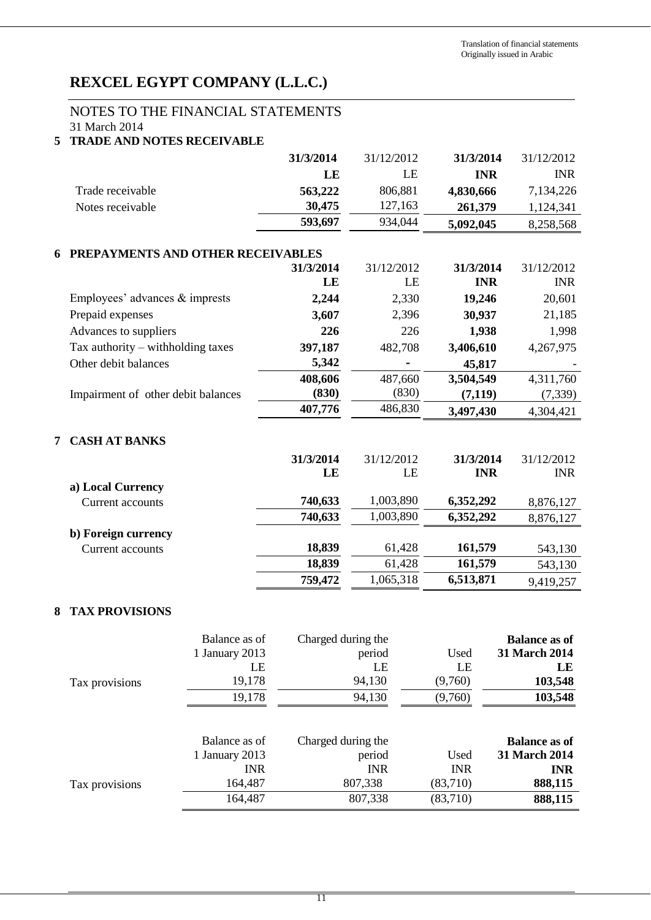Translation of financial statements
Originally issued in Arabic

# REXCEL EGYPT COMPANY (L.L.C.)

## NOTES TO THE FINANCIAL STATEMENTS
31 March 2014

### 5 TRADE AND NOTES RECEIVABLE

| | **31/3/2014** | 31/12/2012 | **31/3/2014** | 31/12/2012 |
|---|---|---|---|---|
| | **LE** | LE | **INR** | INR |
| Trade receivable | **563,222** | 806,881 | **4,830,666** | 7,134,226 |
| Notes receivable | **30,475** | 127,163 | **261,379** | 1,124,341 |
| | **593,697** | 934,044 | **5,092,045** | 8,258,568 |

### 6 PREPAYMENTS AND OTHER RECEIVABLES

| | **31/3/2014** | 31/12/2012 | **31/3/2014** | 31/12/2012 |
|---|---|---|---|---|
| | **LE** | LE | **INR** | INR |
| Employees' advances & imprests | **2,244** | 2,330 | **19,246** | 20,601 |
| Prepaid expenses | **3,607** | 2,396 | **30,937** | 21,185 |
| Advances to suppliers | **226** | 226 | **1,938** | 1,998 |
| Tax authority – withholding taxes | **397,187** | 482,708 | **3,406,610** | 4,267,975 |
| Other debit balances | **5,342** | **-** | **45,817** | - |
| | **408,606** | 487,660 | **3,504,549** | 4,311,760 |
| Impairment of other debit balances | **(830)** | (830) | **(7,119)** | (7,339) |
| | **407,776** | 486,830 | **3,497,430** | 4,304,421 |

### 7 CASH AT BANKS

| | **31/3/2014** | 31/12/2012 | **31/3/2014** | 31/12/2012 |
|---|---|---|---|---|
| | **LE** | LE | **INR** | INR |
| **a) Local Currency** | | | | |
| Current accounts | **740,633** | 1,003,890 | **6,352,292** | 8,876,127 |
| | **740,633** | 1,003,890 | **6,352,292** | 8,876,127 |
| **b) Foreign currency** | | | | |
| Current accounts | **18,839** | 61,428 | **161,579** | 543,130 |
| | **18,839** | 61,428 | **161,579** | 543,130 |
| | **759,472** | 1,065,318 | **6,513,871** | 9,419,257 |

### 8 TAX PROVISIONS

| | Balance as of 1 January 2013 | Charged during the period | Used | **Balance as of 31 March 2014** |
|---|---|---|---|---|
| | LE | LE | LE | **LE** |
| Tax provisions | 19,178 | 94,130 | (9,760) | **103,548** |
| | 19,178 | 94,130 | (9,760) | **103,548** |

| | Balance as of 1 January 2013 | Charged during the period | Used | **Balance as of 31 March 2014** |
|---|---|---|---|---|
| | INR | INR | INR | **INR** |
| Tax provisions | 164,487 | 807,338 | (83,710) | **888,115** |
| | 164,487 | 807,338 | (83,710) | **888,115** |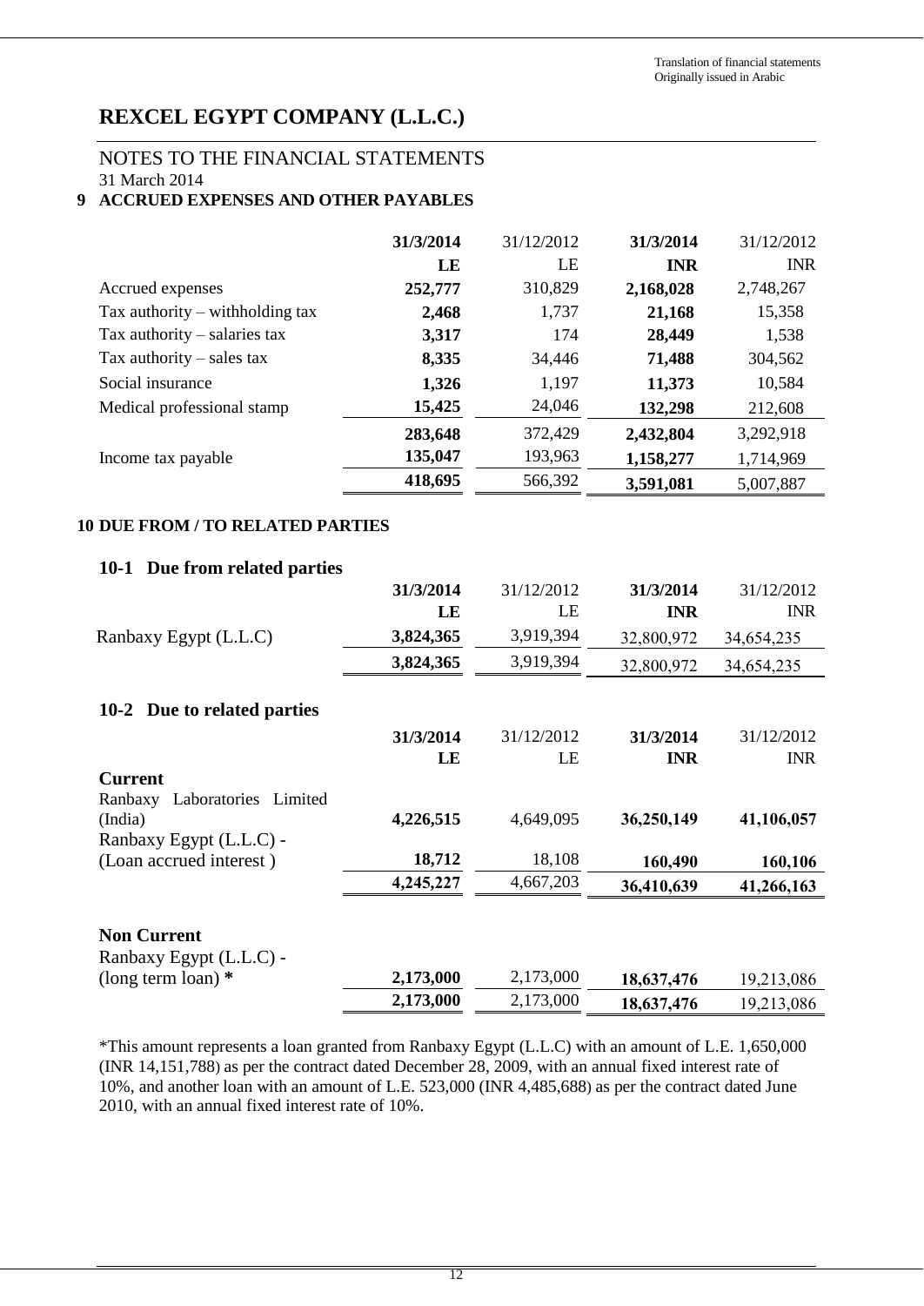Translation of financial statements
Originally issued in Arabic

# REXCEL EGYPT COMPANY (L.L.C.)

## NOTES TO THE FINANCIAL STATEMENTS
31 March 2014

### 9 ACCRUED EXPENSES AND OTHER PAYABLES

| | **31/3/2014** | 31/12/2012 | **31/3/2014** | 31/12/2012 |
|---|---|---|---|---|
| | **LE** | LE | **INR** | INR |
| Accrued expenses | **252,777** | 310,829 | **2,168,028** | 2,748,267 |
| Tax authority – withholding tax | **2,468** | 1,737 | **21,168** | 15,358 |
| Tax authority – salaries tax | **3,317** | 174 | **28,449** | 1,538 |
| Tax authority – sales tax | **8,335** | 34,446 | **71,488** | 304,562 |
| Social insurance | **1,326** | 1,197 | **11,373** | 10,584 |
| Medical professional stamp | **15,425** | 24,046 | **132,298** | 212,608 |
| | **283,648** | 372,429 | **2,432,804** | 3,292,918 |
| Income tax payable | **135,047** | 193,963 | **1,158,277** | 1,714,969 |
| | **418,695** | 566,392 | **3,591,081** | 5,007,887 |

### 10 DUE FROM / TO RELATED PARTIES

#### 10-1 Due from related parties

| | **31/3/2014** | 31/12/2012 | **31/3/2014** | 31/12/2012 |
|---|---|---|---|---|
| | **LE** | LE | **INR** | INR |
| Ranbaxy Egypt (L.L.C) | **3,824,365** | 3,919,394 | 32,800,972 | 34,654,235 |
| | **3,824,365** | 3,919,394 | 32,800,972 | 34,654,235 |

#### 10-2 Due to related parties

| | **31/3/2014** | 31/12/2012 | **31/3/2014** | 31/12/2012 |
|---|---|---|---|---|
| | **LE** | LE | **INR** | INR |
| **Current** | | | | |
| Ranbaxy Laboratories Limited (India) | **4,226,515** | 4,649,095 | **36,250,149** | **41,106,057** |
| Ranbaxy Egypt (L.L.C) - (Loan accrued interest ) | **18,712** | 18,108 | **160,490** | **160,106** |
| | **4,245,227** | 4,667,203 | **36,410,639** | **41,266,163** |
| **Non Current** | | | | |
| Ranbaxy Egypt (L.L.C) - (long term loan) **\*** | **2,173,000** | 2,173,000 | **18,637,476** | 19,213,086 |
| | **2,173,000** | 2,173,000 | **18,637,476** | 19,213,086 |

*This amount represents a loan granted from Ranbaxy Egypt (L.L.C) with an amount of L.E. 1,650,000 (INR 14,151,788) as per the contract dated December 28, 2009, with an annual fixed interest rate of 10%, and another loan with an amount of L.E. 523,000 (INR 4,485,688) as per the contract dated June 2010, with an annual fixed interest rate of 10%.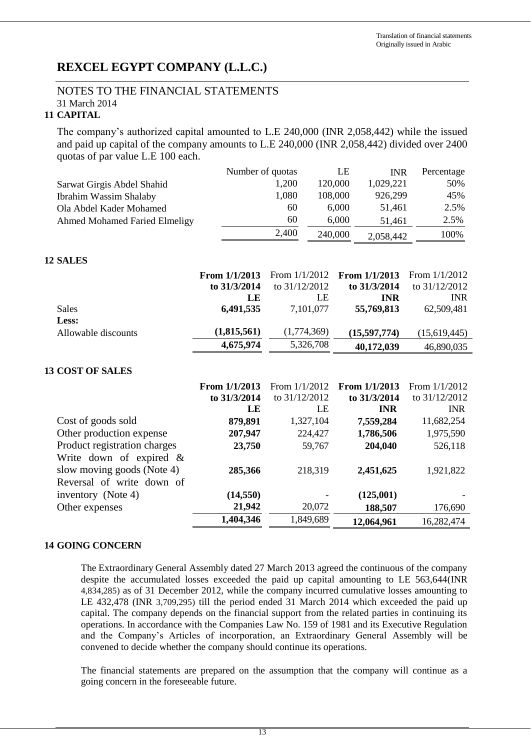Translation of financial statements
Originally issued in Arabic

# REXCEL EGYPT COMPANY (L.L.C.)

## NOTES TO THE FINANCIAL STATEMENTS
31 March 2014

### 11 CAPITAL

The company's authorized capital amounted to L.E 240,000 (INR 2,058,442) while the issued and paid up capital of the company amounts to L.E 240,000 (INR 2,058,442) divided over 2400 quotas of par value L.E 100 each.

| | Number of quotas | LE | INR | Percentage |
|---|---|---|---|---|
| Sarwat Girgis Abdel Shahid | 1,200 | 120,000 | 1,029,221 | 50% |
| Ibrahim Wassim Shalaby | 1,080 | 108,000 | 926,299 | 45% |
| Ola Abdel Kader Mohamed | 60 | 6,000 | 51,461 | 2.5% |
| Ahmed Mohamed Faried Elmeligy | 60 | 6,000 | 51,461 | 2.5% |
| | 2,400 | 240,000 | 2,058,442 | 100% |

### 12 SALES

| | **From 1/1/2013 to 31/3/2014** | From 1/1/2012 to 31/12/2012 | **From 1/1/2013 to 31/3/2014** | From 1/1/2012 to 31/12/2012 |
|---|---|---|---|---|
| | **LE** | LE | **INR** | INR |
| Sales | **6,491,535** | 7,101,077 | **55,769,813** | 62,509,481 |
| **Less:** | | | | |
| Allowable discounts | **(1,815,561)** | (1,774,369) | **(15,597,774)** | (15,619,445) |
| | **4,675,974** | 5,326,708 | **40,172,039** | 46,890,035 |

### 13 COST OF SALES

| | **From 1/1/2013 to 31/3/2014** | From 1/1/2012 to 31/12/2012 | **From 1/1/2013 to 31/3/2014** | From 1/1/2012 to 31/12/2012 |
|---|---|---|---|---|
| | **LE** | LE | **INR** | INR |
| Cost of goods sold | **879,891** | 1,327,104 | **7,559,284** | 11,682,254 |
| Other production expense | **207,947** | 224,427 | **1,786,506** | 1,975,590 |
| Product registration charges | **23,750** | 59,767 | **204,040** | 526,118 |
| Write down of expired & slow moving goods (Note 4) | **285,366** | 218,319 | **2,451,625** | 1,921,822 |
| Reversal of write down of inventory (Note 4) | **(14,550)** | - | **(125,001)** | - |
| Other expenses | **21,942** | 20,072 | **188,507** | 176,690 |
| | **1,404,346** | 1,849,689 | **12,064,961** | 16,282,474 |

### 14 GOING CONCERN

The Extraordinary General Assembly dated 27 March 2013 agreed the continuous of the company despite the accumulated losses exceeded the paid up capital amounting to LE 563,644(INR 4,834,285) as of 31 December 2012, while the company incurred cumulative losses amounting to LE 432,478 (INR 3,709,295) till the period ended 31 March 2014 which exceeded the paid up capital. The company depends on the financial support from the related parties in continuing its operations. In accordance with the Companies Law No. 159 of 1981 and its Executive Regulation and the Company's Articles of incorporation, an Extraordinary General Assembly will be convened to decide whether the company should continue its operations.

The financial statements are prepared on the assumption that the company will continue as a going concern in the foreseeable future.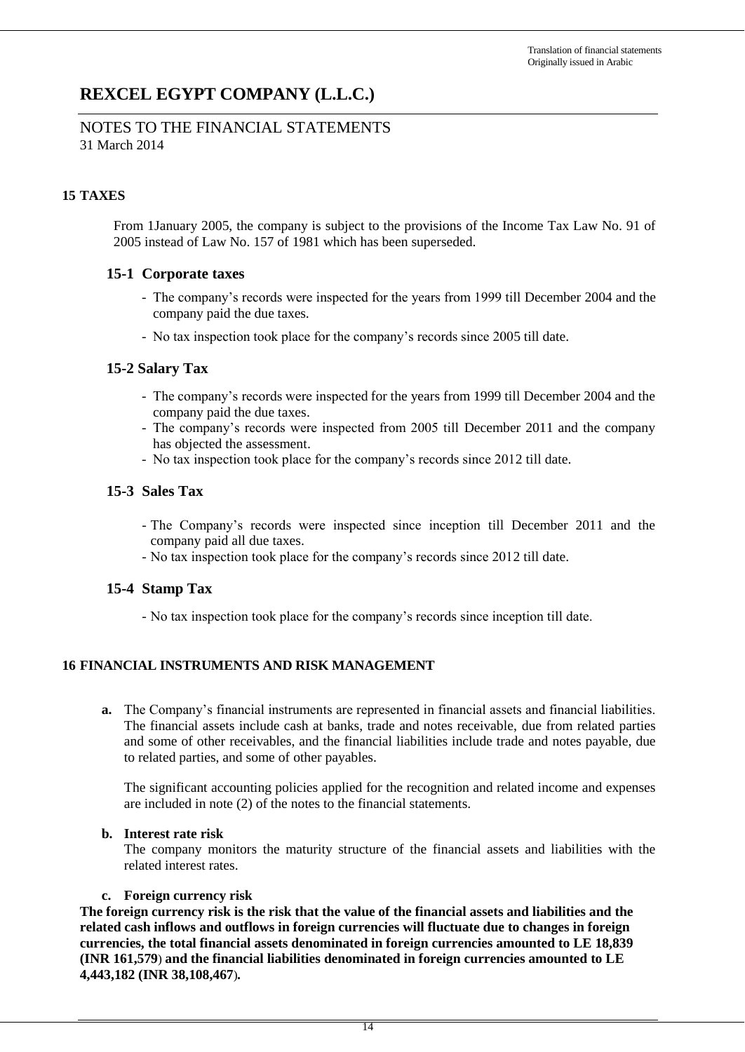Translation of financial statements
Originally issued in Arabic

# REXCEL EGYPT COMPANY (L.L.C.)

NOTES TO THE FINANCIAL STATEMENTS
31 March 2014

## 15 TAXES

From 1January 2005, the company is subject to the provisions of the Income Tax Law No. 91 of 2005 instead of Law No. 157 of 1981 which has been superseded.

### 15-1 Corporate taxes

- The company's records were inspected for the years from 1999 till December 2004 and the company paid the due taxes.
- No tax inspection took place for the company's records since 2005 till date.

### 15-2 Salary Tax

- The company's records were inspected for the years from 1999 till December 2004 and the company paid the due taxes.
- The company's records were inspected from 2005 till December 2011 and the company has objected the assessment.
- No tax inspection took place for the company's records since 2012 till date.

### 15-3 Sales Tax

- The Company's records were inspected since inception till December 2011 and the company paid all due taxes.
- No tax inspection took place for the company's records since 2012 till date.

### 15-4 Stamp Tax

- No tax inspection took place for the company's records since inception till date.

## 16 FINANCIAL INSTRUMENTS AND RISK MANAGEMENT

**a.** The Company's financial instruments are represented in financial assets and financial liabilities. The financial assets include cash at banks, trade and notes receivable, due from related parties and some of other receivables, and the financial liabilities include trade and notes payable, due to related parties, and some of other payables.

The significant accounting policies applied for the recognition and related income and expenses are included in note (2) of the notes to the financial statements.

**b. Interest rate risk**

The company monitors the maturity structure of the financial assets and liabilities with the related interest rates.

**c. Foreign currency risk**

**The foreign currency risk is the risk that the value of the financial assets and liabilities and the related cash inflows and outflows in foreign currencies will fluctuate due to changes in foreign currencies, the total financial assets denominated in foreign currencies amounted to LE 18,839 (INR 161,579) and the financial liabilities denominated in foreign currencies amounted to LE 4,443,182 (INR 38,108,467).**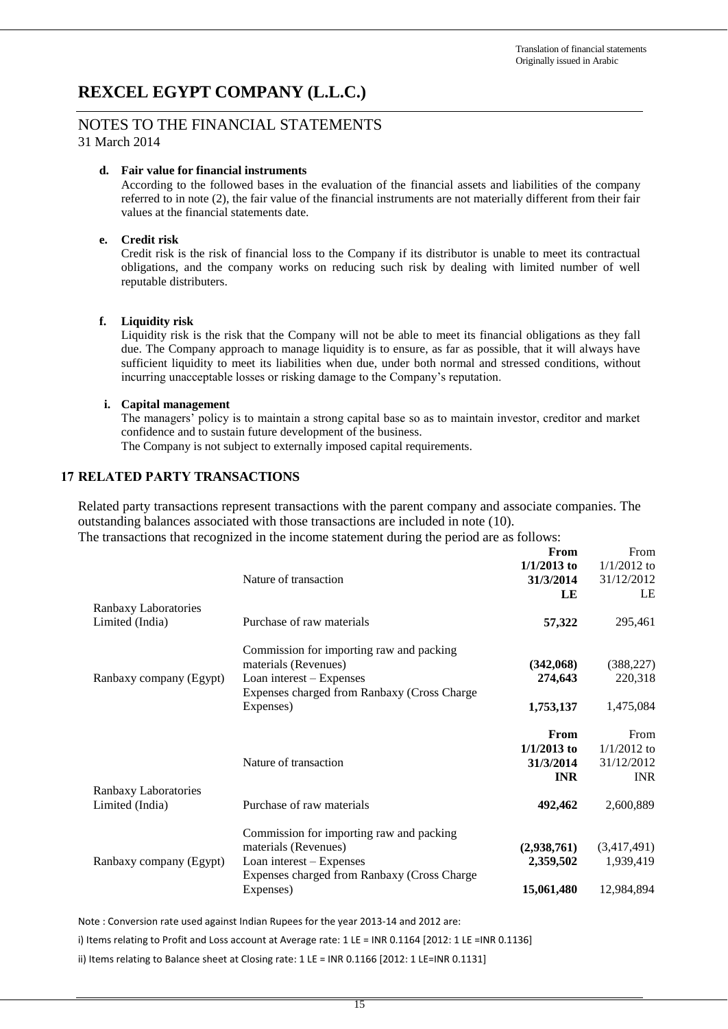# REXCEL EGYPT COMPANY (L.L.C.)

## NOTES TO THE FINANCIAL STATEMENTS

31 March 2014

**d. Fair value for financial instruments**

According to the followed bases in the evaluation of the financial assets and liabilities of the company referred to in note (2), the fair value of the financial instruments are not materially different from their fair values at the financial statements date.

**e. Credit risk**

Credit risk is the risk of financial loss to the Company if its distributor is unable to meet its contractual obligations, and the company works on reducing such risk by dealing with limited number of well reputable distributers.

**f. Liquidity risk**

Liquidity risk is the risk that the Company will not be able to meet its financial obligations as they fall due. The Company approach to manage liquidity is to ensure, as far as possible, that it will always have sufficient liquidity to meet its liabilities when due, under both normal and stressed conditions, without incurring unacceptable losses or risking damage to the Company's reputation.

**i. Capital management**

The managers' policy is to maintain a strong capital base so as to maintain investor, creditor and market confidence and to sustain future development of the business.

The Company is not subject to externally imposed capital requirements.

## 17 RELATED PARTY TRANSACTIONS

Related party transactions represent transactions with the parent company and associate companies. The outstanding balances associated with those transactions are included in note (10).

The transactions that recognized in the income statement during the period are as follows:

| | Nature of transaction | **From 1/1/2013 to 31/3/2014 LE** | From 1/1/2012 to 31/12/2012 LE |
|---|---|---|---|
| Ranbaxy Laboratories Limited (India) | Purchase of raw materials | **57,322** | 295,461 |
| Ranbaxy company (Egypt) | Commission for importing raw and packing materials (Revenues) | **(342,068)** | (388,227) |
| | Loan interest – Expenses | **274,643** | 220,318 |
| | Expenses charged from Ranbaxy (Cross Charge Expenses) | **1,753,137** | 1,475,084 |

| | Nature of transaction | **From 1/1/2013 to 31/3/2014 INR** | From 1/1/2012 to 31/12/2012 INR |
|---|---|---|---|
| Ranbaxy Laboratories Limited (India) | Purchase of raw materials | **492,462** | 2,600,889 |
| Ranbaxy company (Egypt) | Commission for importing raw and packing materials (Revenues) | **(2,938,761)** | (3,417,491) |
| | Loan interest – Expenses | **2,359,502** | 1,939,419 |
| | Expenses charged from Ranbaxy (Cross Charge Expenses) | **15,061,480** | 12,984,894 |

Note : Conversion rate used against Indian Rupees for the year 2013-14 and 2012 are:

i) Items relating to Profit and Loss account at Average rate: 1 LE = INR 0.1164 [2012: 1 LE =INR 0.1136]

ii) Items relating to Balance sheet at Closing rate: 1 LE = INR 0.1166 [2012: 1 LE=INR 0.1131]